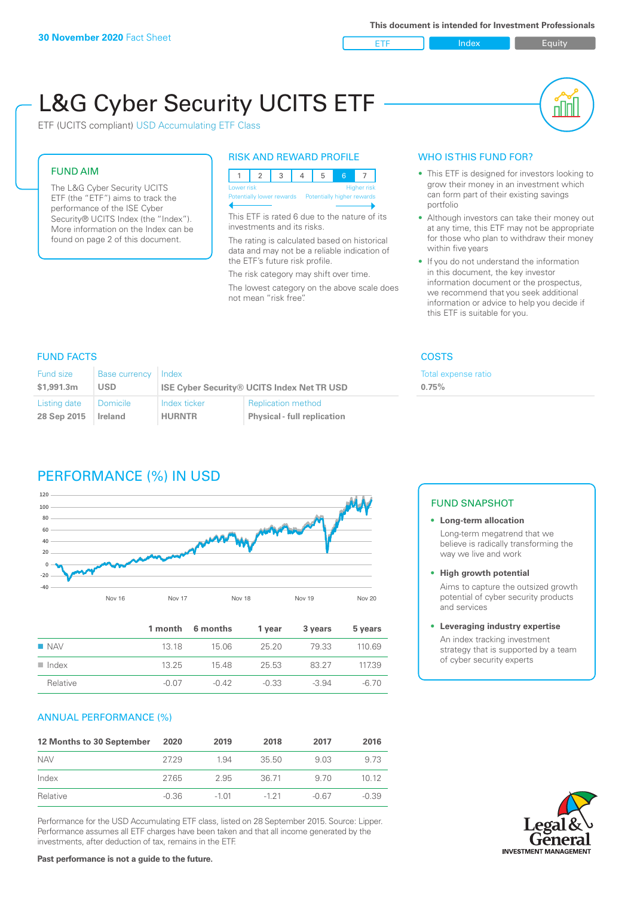**30 November 2020** Fact Sheet

This document is intended for Investment Professionals

ETF | Index | Equity

# L&G Cyber Security UCITS ETF

ETF (UCITS compliant) USD Accumulating ETF Class

## FUND AIM

The L&G Cyber Security UCITS ETF (the "ETF") aims to track the performance of the ISE Cyber Security® UCITS Index (the "Index"). More information on the Index can be found on page 2 of this document.

## RISK AND REWARD PROFILE

| 1 | 2 | 3 | 4 | 5 | 6 | 7 |
|---|---|---|---|---|---|---|

Lower risk — Higher risk
Potentially lower rewards — Potentially higher rewards

This ETF is rated 6 due to the nature of its investments and its risks.

The rating is calculated based on historical data and may not be a reliable indication of the ETF's future risk profile.

The risk category may shift over time.

The lowest category on the above scale does not mean "risk free".

## WHO IS THIS FUND FOR?

- This ETF is designed for investors looking to grow their money in an investment which can form part of their existing savings portfolio
- Although investors can take their money out at any time, this ETF may not be appropriate for those who plan to withdraw their money within five years
- If you do not understand the information in this document, the key investor information document or the prospectus, we recommend that you seek additional information or advice to help you decide if this ETF is suitable for you.

## FUND FACTS

| Fund size | Base currency | Index | |
|---|---|---|---|
| $1,991.3m | USD | ISE Cyber Security® UCITS Index Net TR USD | |
| **Listing date** | **Domicile** | **Index ticker** | **Replication method** |
| 28 Sep 2015 | Ireland | HURNTR | Physical - full replication |

## COSTS

| Total expense ratio |
|---|
| 0.75% |

## PERFORMANCE (%) IN USD

| | 1 month | 6 months | 1 year | 3 years | 5 years |
|---|---|---|---|---|---|
| NAV | 13.18 | 15.06 | 25.20 | 79.33 | 110.69 |
| Index | 13.25 | 15.48 | 25.53 | 83.27 | 117.39 |
| Relative | -0.07 | -0.42 | -0.33 | -3.94 | -6.70 |

## FUND SNAPSHOT

- **Long-term allocation**
  Long-term megatrend that we believe is radically transforming the way we live and work
- **High growth potential**
  Aims to capture the outsized growth potential of cyber security products and services
- **Leveraging industry expertise**
  An index tracking investment strategy that is supported by a team of cyber security experts

## ANNUAL PERFORMANCE (%)

| 12 Months to 30 September | 2020 | 2019 | 2018 | 2017 | 2016 |
|---|---|---|---|---|---|
| NAV | 27.29 | 1.94 | 35.50 | 9.03 | 9.73 |
| Index | 27.65 | 2.95 | 36.71 | 9.70 | 10.12 |
| Relative | -0.36 | -1.01 | -1.21 | -0.67 | -0.39 |

Performance for the USD Accumulating ETF class, listed on 28 September 2015. Source: Lipper. Performance assumes all ETF charges have been taken and that all income generated by the investments, after deduction of tax, remains in the ETF.

**Past performance is not a guide to the future.**

Legal & General INVESTMENT MANAGEMENT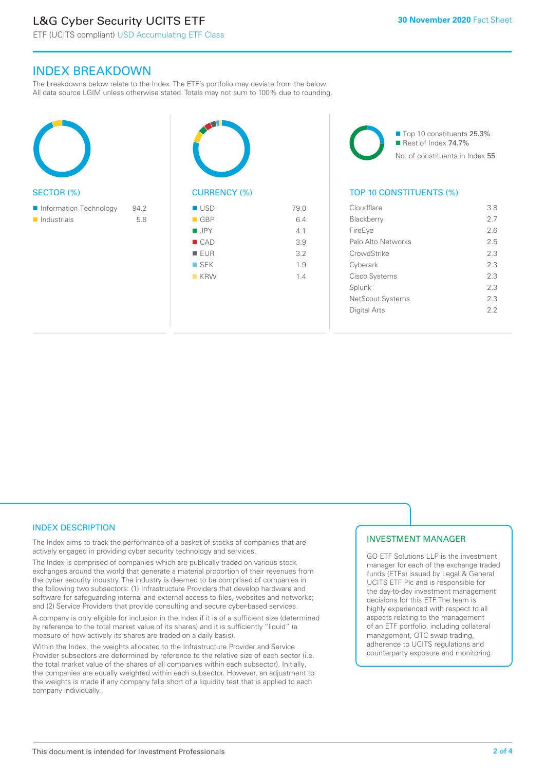## INDEX BREAKDOWN

The breakdowns below relate to the Index. The ETF's portfolio may deviate from the below. All data source LGIM unless otherwise stated. Totals may not sum to 100% due to rounding.

### SECTOR (%)

| Sector | % |
|---|---|
| Information Technology | 94.2 |
| Industrials | 5.8 |

### CURRENCY (%)

| Currency | % |
|---|---|
| USD | 79.0 |
| GBP | 6.4 |
| JPY | 4.1 |
| CAD | 3.9 |
| EUR | 3.2 |
| SEK | 1.9 |
| KRW | 1.4 |

Top 10 constituents 25.3%
Rest of Index 74.7%
No. of constituents in Index 55

### TOP 10 CONSTITUENTS (%)

| Constituent | % |
|---|---|
| Cloudflare | 3.8 |
| Blackberry | 2.7 |
| FireEye | 2.6 |
| Palo Alto Networks | 2.5 |
| CrowdStrike | 2.3 |
| Cyberark | 2.3 |
| Cisco Systems | 2.3 |
| Splunk | 2.3 |
| NetScout Systems | 2.3 |
| Digital Arts | 2.2 |

### INDEX DESCRIPTION

The Index aims to track the performance of a basket of stocks of companies that are actively engaged in providing cyber security technology and services.

The Index is comprised of companies which are publically traded on various stock exchanges around the world that generate a material proportion of their revenues from the cyber security industry. The industry is deemed to be comprised of companies in the following two subsectors: (1) Infrastructure Providers that develop hardware and software for safeguarding internal and external access to files, websites and networks; and (2) Service Providers that provide consulting and secure cyber-based services.

A company is only eligible for inclusion in the Index if it is of a sufficient size (determined by reference to the total market value of its shares) and it is sufficiently "liquid" (a measure of how actively its shares are traded on a daily basis).

Within the Index, the weights allocated to the Infrastructure Provider and Service Provider subsectors are determined by reference to the relative size of each sector (i.e. the total market value of the shares of all companies within each subsector). Initially, the companies are equally weighted within each subsector. However, an adjustment to the weights is made if any company falls short of a liquidity test that is applied to each company individually.

### INVESTMENT MANAGER

GO ETF Solutions LLP is the investment manager for each of the exchange traded funds (ETFs) issued by Legal & General UCITS ETF Plc and is responsible for the day-to-day investment management decisions for this ETF. The team is highly experienced with respect to all aspects relating to the management of an ETF portfolio, including collateral management, OTC swap trading, adherence to UCITS regulations and counterparty exposure and monitoring.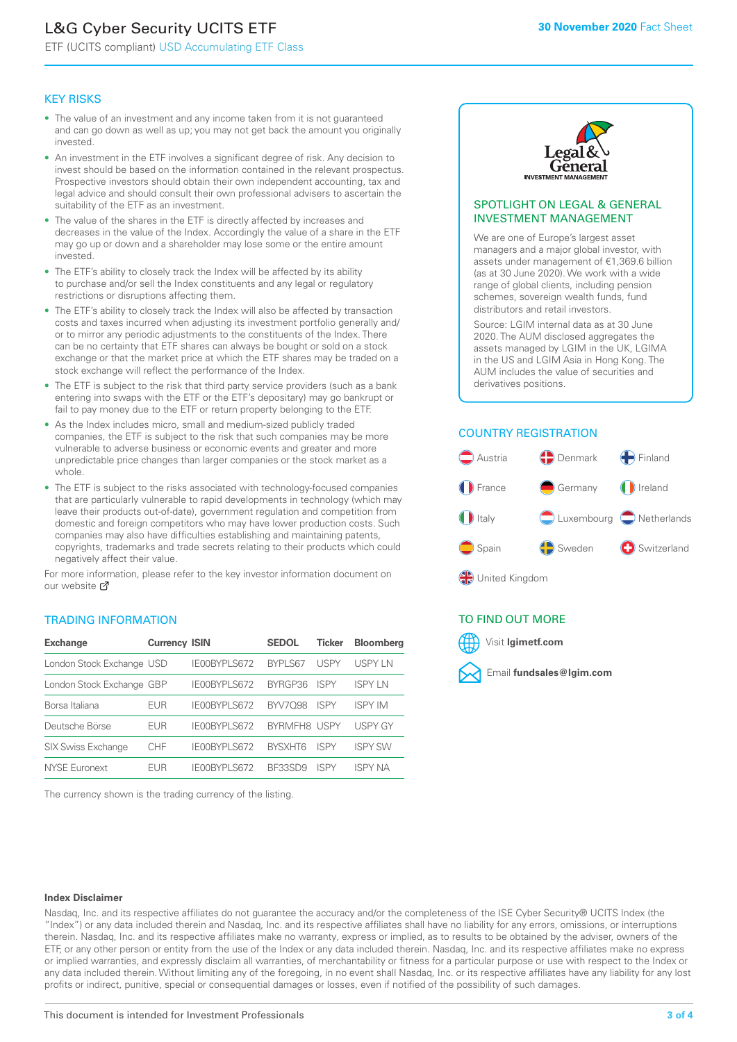# L&G Cyber Security UCITS ETF

ETF (UCITS compliant) USD Accumulating ETF Class

**30 November 2020** Fact Sheet

## KEY RISKS

- The value of an investment and any income taken from it is not guaranteed and can go down as well as up; you may not get back the amount you originally invested.
- An investment in the ETF involves a significant degree of risk. Any decision to invest should be based on the information contained in the relevant prospectus. Prospective investors should obtain their own independent accounting, tax and legal advice and should consult their own professional advisers to ascertain the suitability of the ETF as an investment.
- The value of the shares in the ETF is directly affected by increases and decreases in the value of the Index. Accordingly the value of a share in the ETF may go up or down and a shareholder may lose some or the entire amount invested.
- The ETF's ability to closely track the Index will be affected by its ability to purchase and/or sell the Index constituents and any legal or regulatory restrictions or disruptions affecting them.
- The ETF's ability to closely track the Index will also be affected by transaction costs and taxes incurred when adjusting its investment portfolio generally and/or to mirror any periodic adjustments to the constituents of the Index. There can be no certainty that ETF shares can always be bought or sold on a stock exchange or that the market price at which the ETF shares may be traded on a stock exchange will reflect the performance of the Index.
- The ETF is subject to the risk that third party service providers (such as a bank entering into swaps with the ETF or the ETF's depositary) may go bankrupt or fail to pay money due to the ETF or return property belonging to the ETF.
- As the Index includes micro, small and medium-sized publicly traded companies, the ETF is subject to the risk that such companies may be more vulnerable to adverse business or economic events and greater and more unpredictable price changes than larger companies or the stock market as a whole.
- The ETF is subject to the risks associated with technology-focused companies that are particularly vulnerable to rapid developments in technology (which may leave their products out-of-date), government regulation and competition from domestic and foreign competitors who may have lower production costs. Such companies may also have difficulties establishing and maintaining patents, copyrights, trademarks and trade secrets relating to their products which could negatively affect their value.

For more information, please refer to the key investor information document on our website

## TRADING INFORMATION

| Exchange | Currency | ISIN | SEDOL | Ticker | Bloomberg |
|---|---|---|---|---|---|
| London Stock Exchange | USD | IE00BYPLS672 | BYPLS67 | USPY | USPY LN |
| London Stock Exchange | GBP | IE00BYPLS672 | BYRGP36 | ISPY | ISPY LN |
| Borsa Italiana | EUR | IE00BYPLS672 | BYV7Q98 | ISPY | ISPY IM |
| Deutsche Börse | EUR | IE00BYPLS672 | BYRMFH8 | USPY | USPY GY |
| SIX Swiss Exchange | CHF | IE00BYPLS672 | BYSXHT6 | ISPY | ISPY SW |
| NYSE Euronext | EUR | IE00BYPLS672 | BF33SD9 | ISPY | ISPY NA |

The currency shown is the trading currency of the listing.

## SPOTLIGHT ON LEGAL & GENERAL INVESTMENT MANAGEMENT

We are one of Europe's largest asset managers and a major global investor, with assets under management of €1,369.6 billion (as at 30 June 2020). We work with a wide range of global clients, including pension schemes, sovereign wealth funds, fund distributors and retail investors.

Source: LGIM internal data as at 30 June 2020. The AUM disclosed aggregates the assets managed by LGIM in the UK, LGIMA in the US and LGIM Asia in Hong Kong. The AUM includes the value of securities and derivatives positions.

## COUNTRY REGISTRATION

Austria, Denmark, Finland, France, Germany, Ireland, Italy, Luxembourg, Netherlands, Spain, Sweden, Switzerland, United Kingdom

## TO FIND OUT MORE

Visit **lgimetf.com**

Email **fundsales@lgim.com**

**Index Disclaimer**

Nasdaq, Inc. and its respective affiliates do not guarantee the accuracy and/or the completeness of the ISE Cyber Security® UCITS Index (the "Index") or any data included therein and Nasdaq, Inc. and its respective affiliates shall have no liability for any errors, omissions, or interruptions therein. Nasdaq, Inc. and its respective affiliates make no warranty, express or implied, as to results to be obtained by the adviser, owners of the ETF, or any other person or entity from the use of the Index or any data included therein. Nasdaq, Inc. and its respective affiliates make no express or implied warranties, and expressly disclaim all warranties, of merchantability or fitness for a particular purpose or use with respect to the Index or any data included therein. Without limiting any of the foregoing, in no event shall Nasdaq, Inc. or its respective affiliates have any liability for any lost profits or indirect, punitive, special or consequential damages or losses, even if notified of the possibility of such damages.

This document is intended for Investment Professionals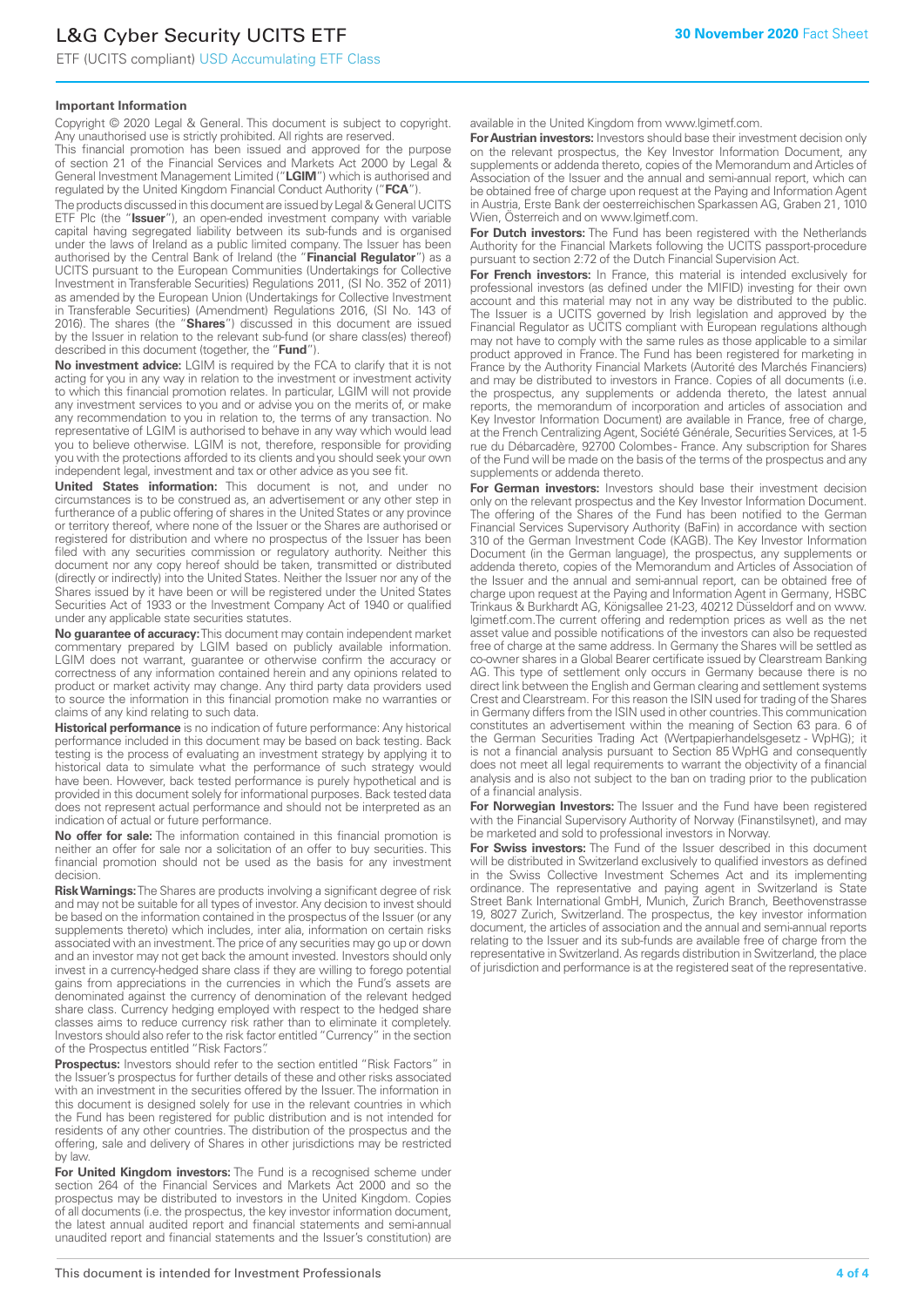### Important Information

Copyright © 2020 Legal & General. This document is subject to copyright. Any unauthorised use is strictly prohibited. All rights are reserved.

This financial promotion has been issued and approved for the purpose of section 21 of the Financial Services and Markets Act 2000 by Legal & General Investment Management Limited ("**LGIM**") which is authorised and regulated by the United Kingdom Financial Conduct Authority ("**FCA**").

The products discussed in this document are issued by Legal & General UCITS ETF Plc (the "**Issuer**"), an open-ended investment company with variable capital having segregated liability between its sub-funds and is organised under the laws of Ireland as a public limited company. The Issuer has been authorised by the Central Bank of Ireland (the "**Financial Regulator**") as a UCITS pursuant to the European Communities (Undertakings for Collective Investment in Transferable Securities) Regulations 2011, (SI No. 352 of 2011) as amended by the European Union (Undertakings for Collective Investment in Transferable Securities) (Amendment) Regulations 2016, (SI No. 143 of 2016). The shares (the "**Shares**") discussed in this document are issued by the Issuer in relation to the relevant sub-fund (or share class(es) thereof) described in this document (together, the "**Fund**").

**No investment advice:** LGIM is required by the FCA to clarify that it is not acting for you in any way in relation to the investment or investment activity to which this financial promotion relates. In particular, LGIM will not provide any investment services to you and or advise you on the merits of, or make any recommendation to you in relation to, the terms of any transaction. No representative of LGIM is authorised to behave in any way which would lead you to believe otherwise. LGIM is not, therefore, responsible for providing you with the protections afforded to its clients and you should seek your own independent legal, investment and tax or other advice as you see fit.

**United States information:** This document is not, and under no circumstances is to be construed as, an advertisement or any other step in furtherance of a public offering of shares in the United States or any province or territory thereof, where none of the Issuer or the Shares are authorised or registered for distribution and where no prospectus of the Issuer has been filed with any securities commission or regulatory authority. Neither this document nor any copy hereof should be taken, transmitted or distributed (directly or indirectly) into the United States. Neither the Issuer nor any of the Shares issued by it have been or will be registered under the United States Securities Act of 1933 or the Investment Company Act of 1940 or qualified under any applicable state securities statutes.

**No guarantee of accuracy:** This document may contain independent market commentary prepared by LGIM based on publicly available information. LGIM does not warrant, guarantee or otherwise confirm the accuracy or correctness of any information contained herein and any opinions related to product or market activity may change. Any third party data providers used to source the information in this financial promotion make no warranties or claims of any kind relating to such data.

**Historical performance** is no indication of future performance: Any historical performance included in this document may be based on back testing. Back testing is the process of evaluating an investment strategy by applying it to historical data to simulate what the performance of such strategy would have been. However, back tested performance is purely hypothetical and is provided in this document solely for informational purposes. Back tested data does not represent actual performance and should not be interpreted as an indication of actual or future performance.

**No offer for sale:** The information contained in this financial promotion is neither an offer for sale nor a solicitation of an offer to buy securities. This financial promotion should not be used as the basis for any investment decision.

**Risk Warnings:** The Shares are products involving a significant degree of risk and may not be suitable for all types of investor. Any decision to invest should be based on the information contained in the prospectus of the Issuer (or any supplements thereto) which includes, inter alia, information on certain risks associated with an investment. The price of any securities may go up or down and an investor may not get back the amount invested. Investors should only invest in a currency-hedged share class if they are willing to forego potential gains from appreciations in the currencies in which the Fund's assets are denominated against the currency of denomination of the relevant hedged share class. Currency hedging employed with respect to the hedged share classes aims to reduce currency risk rather than to eliminate it completely. Investors should also refer to the risk factor entitled "Currency" in the section of the Prospectus entitled "Risk Factors".

**Prospectus:** Investors should refer to the section entitled "Risk Factors" in the Issuer's prospectus for further details of these and other risks associated with an investment in the securities offered by the Issuer. The information in this document is designed solely for use in the relevant countries in which the Fund has been registered for public distribution and is not intended for residents of any other countries. The distribution of the prospectus and the offering, sale and delivery of Shares in other jurisdictions may be restricted by law.

**For United Kingdom investors:** The Fund is a recognised scheme under section 264 of the Financial Services and Markets Act 2000 and so the prospectus may be distributed to investors in the United Kingdom. Copies of all documents (i.e. the prospectus, the key investor information document, the latest annual audited report and financial statements and semi-annual unaudited report and financial statements and the Issuer's constitution) are available in the United Kingdom from www.lgimetf.com.

**For Austrian investors:** Investors should base their investment decision only on the relevant prospectus, the Key Investor Information Document, any supplements or addenda thereto, copies of the Memorandum and Articles of Association of the Issuer and the annual and semi-annual report, which can be obtained free of charge upon request at the Paying and Information Agent in Austria, Erste Bank der oesterreichischen Sparkassen AG, Graben 21, 1010 Wien, Österreich and on www.lgimetf.com.

**For Dutch investors:** The Fund has been registered with the Netherlands Authority for the Financial Markets following the UCITS passport-procedure pursuant to section 2:72 of the Dutch Financial Supervision Act.

**For French investors:** In France, this material is intended exclusively for professional investors (as defined under the MIFID) investing for their own account and this material may not in any way be distributed to the public. The Issuer is a UCITS governed by Irish legislation and approved by the Financial Regulator as UCITS compliant with European regulations although may not have to comply with the same rules as those applicable to a similar product approved in France. The Fund has been registered for marketing in France by the Authority Financial Markets (Autorité des Marchés Financiers) and may be distributed to investors in France. Copies of all documents (i.e. the prospectus, any supplements or addenda thereto, the latest annual reports, the memorandum of incorporation and articles of association and Key Investor Information Document) are available in France, free of charge, at the French Centralizing Agent, Société Générale, Securities Services, at 1-5 rue du Débarcadère, 92700 Colombes- France. Any subscription for Shares of the Fund will be made on the basis of the terms of the prospectus and any supplements or addenda thereto.

**For German investors:** Investors should base their investment decision only on the relevant prospectus and the Key Investor Information Document. The offering of the Shares of the Fund has been notified to the German Financial Services Supervisory Authority (BaFin) in accordance with section 310 of the German Investment Code (KAGB). The Key Investor Information Document (in the German language), the prospectus, any supplements or addenda thereto, copies of the Memorandum and Articles of Association of the Issuer and the annual and semi-annual report, can be obtained free of charge upon request at the Paying and Information Agent in Germany, HSBC Trinkaus & Burkhardt AG, Königsallee 21-23, 40212 Düsseldorf and on www.lgimetf.com.The current offering and redemption prices as well as the net asset value and possible notifications of the investors can also be requested free of charge at the same address. In Germany the Shares will be settled as co-owner shares in a Global Bearer certificate issued by Clearstream Banking AG. This type of settlement only occurs in Germany because there is no direct link between the English and German clearing and settlement systems Crest and Clearstream. For this reason the ISIN used for trading of the Shares in Germany differs from the ISIN used in other countries. This communication constitutes an advertisement within the meaning of Section 63 para. 6 of the German Securities Trading Act (Wertpapierhandelsgesetz - WpHG); it is not a financial analysis pursuant to Section 85 WpHG and consequently does not meet all legal requirements to warrant the objectivity of a financial analysis and is also not subject to the ban on trading prior to the publication of a financial analysis.

**For Norwegian Investors:** The Issuer and the Fund have been registered with the Financial Supervisory Authority of Norway (Finanstilsynet), and may be marketed and sold to professional investors in Norway.

**For Swiss investors:** The Fund of the Issuer described in this document will be distributed in Switzerland exclusively to qualified investors as defined in the Swiss Collective Investment Schemes Act and its implementing ordinance. The representative and paying agent in Switzerland is State Street Bank International GmbH, Munich, Zurich Branch, Beethovenstrasse 19, 8027 Zurich, Switzerland. The prospectus, the key investor information document, the articles of association and the annual and semi-annual reports relating to the Issuer and its sub-funds are available free of charge from the representative in Switzerland. As regards distribution in Switzerland, the place of jurisdiction and performance is at the registered seat of the representative.